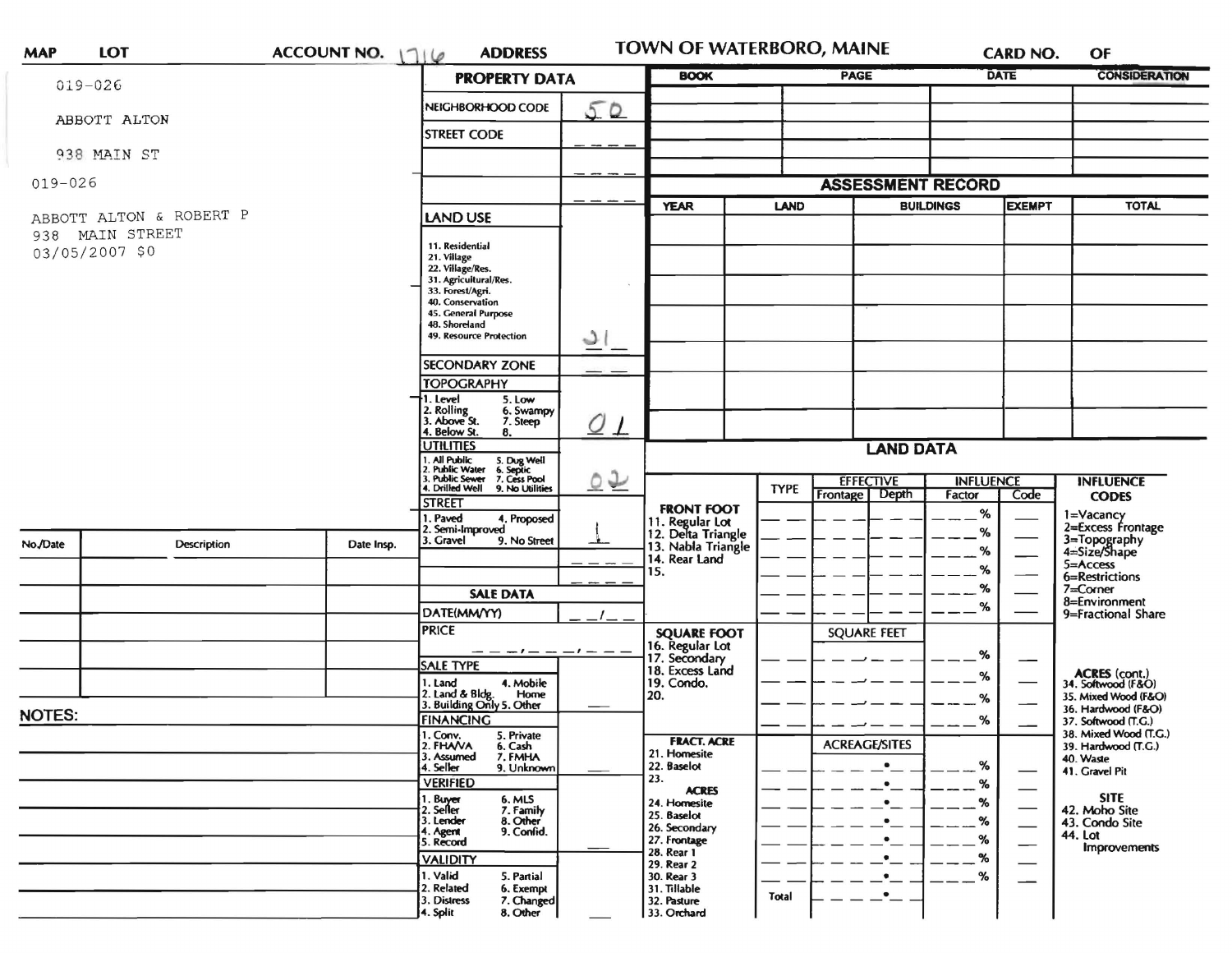| MAP | LOT | ACCOUNT NO. 1716 | ADDRESS | TOWN OF WATERBORO, MAINE | CARD NO. | OF |
|---|---|---|---|---|---|---|

019-026

ABBOTT ALTON

938 MAIN ST

019-026

ABBOTT ALTON & ROBERT P
938 MAIN STREET
03/05/2007 $0

## PROPERTY DATA

| | |
|---|---|
| NEIGHBORHOOD CODE | 50 |
| STREET CODE | ___ |
| | ___ |
| | ___ |
| LAND USE<br>11. Residential<br>21. Village<br>22. Village/Res.<br>31. Agricultural/Res.<br>33. Forest/Agri.<br>40. Conservation<br>45. General Purpose<br>48. Shoreland<br>49. Resource Protection | 21 |
| SECONDARY ZONE | __ |
| TOPOGRAPHY<br>1. Level 5. Low<br>2. Rolling 6. Swampy<br>3. Above St. 7. Steep<br>4. Below St. 8. | 01 |
| UTILITIES<br>1. All Public 5. Dug Well<br>2. Public Water 6. Septic<br>3. Public Sewer 7. Cess Pool<br>4. Drilled Well 9. No Utilities | 02 |
| STREET<br>1. Paved 4. Proposed<br>2. Semi-Improved<br>3. Gravel 9. No Street | 1 |
| | ___ |
| | ___ |

## SALE DATA

| | |
|---|---|
| DATE(MM/YY) | __/__ |
| PRICE | ___/___/___ |
| SALE TYPE<br>1. Land 4. Mobile Home<br>2. Land & Bldg. 5. Other<br>3. Building Only | __ |
| FINANCING<br>1. Conv. 5. Private<br>2. FHA/VA 6. Cash<br>3. Assumed 7. FMHA<br>4. Seller 9. Unknown | __ |
| VERIFIED<br>1. Buyer 6. MLS<br>2. Seller 7. Family<br>3. Lender 8. Other<br>4. Agent 9. Confid.<br>5. Record | __ |
| VALIDITY<br>1. Valid 5. Partial<br>2. Related 6. Exempt<br>3. Distress 7. Changed<br>4. Split 8. Other | __ |

| BOOK | PAGE | DATE | CONSIDERATION |
|---|---|---|---|
| | | | |
| | | | |
| | | | |
| | | | |

## ASSESSMENT RECORD

| YEAR | LAND | BUILDINGS | EXEMPT | TOTAL |
|---|---|---|---|---|
| | | | | |
| | | | | |
| | | | | |
| | | | | |
| | | | | |
| | | | | |
| | | | | |

## LAND DATA

| | TYPE | EFFECTIVE Frontage | EFFECTIVE Depth | INFLUENCE Factor | INFLUENCE Code |
|---|---|---|---|---|---|
| FRONT FOOT<br>11. Regular Lot<br>12. Delta Triangle<br>13. Nabla Triangle<br>14. Rear Land<br>15. | | | | % | |
| | | | | % | |
| | | | | % | |
| | | | | % | |
| | | | | % | |
| | | | | % | |
| SQUARE FOOT<br>16. Regular Lot<br>17. Secondary<br>18. Excess Land<br>19. Condo.<br>20. | | SQUARE FEET | | % | |
| | | | | % | |
| | | | | % | |
| | | | | % | |
| FRACT. ACRE<br>21. Homesite<br>22. Baselot<br>23.<br>ACRES<br>24. Homesite<br>25. Baselot<br>26. Secondary<br>27. Frontage<br>28. Rear 1<br>29. Rear 2<br>30. Rear 3<br>31. Tillable<br>32. Pasture<br>33. Orchard | | ACREAGE/SITES | | % | |
| | | | | % | |
| | | | | % | |
| | | | | % | |
| | | | | % | |
| | | | | % | |
| | | | | % | |
| | Total | | | | |

**INFLUENCE CODES**
1=Vacancy
2=Excess Frontage
3=Topography
4=Size/Shape
5=Access
6=Restrictions
7=Corner
8=Environment
9=Fractional Share

**ACRES (cont.)**
34. Softwood (F&O)
35. Mixed Wood (F&O)
36. Hardwood (F&O)
37. Softwood (T.G.)
38. Mixed Wood (T.G.)
39. Hardwood (T.G.)
40. Waste
41. Gravel Pit

**SITE**
42. Moho Site
43. Condo Site
44. Lot Improvements

| No./Date | Description | Date Insp. |
|---|---|---|
| | | |
| | | |
| | | |
| | | |
| | | |
| | | |

**NOTES:**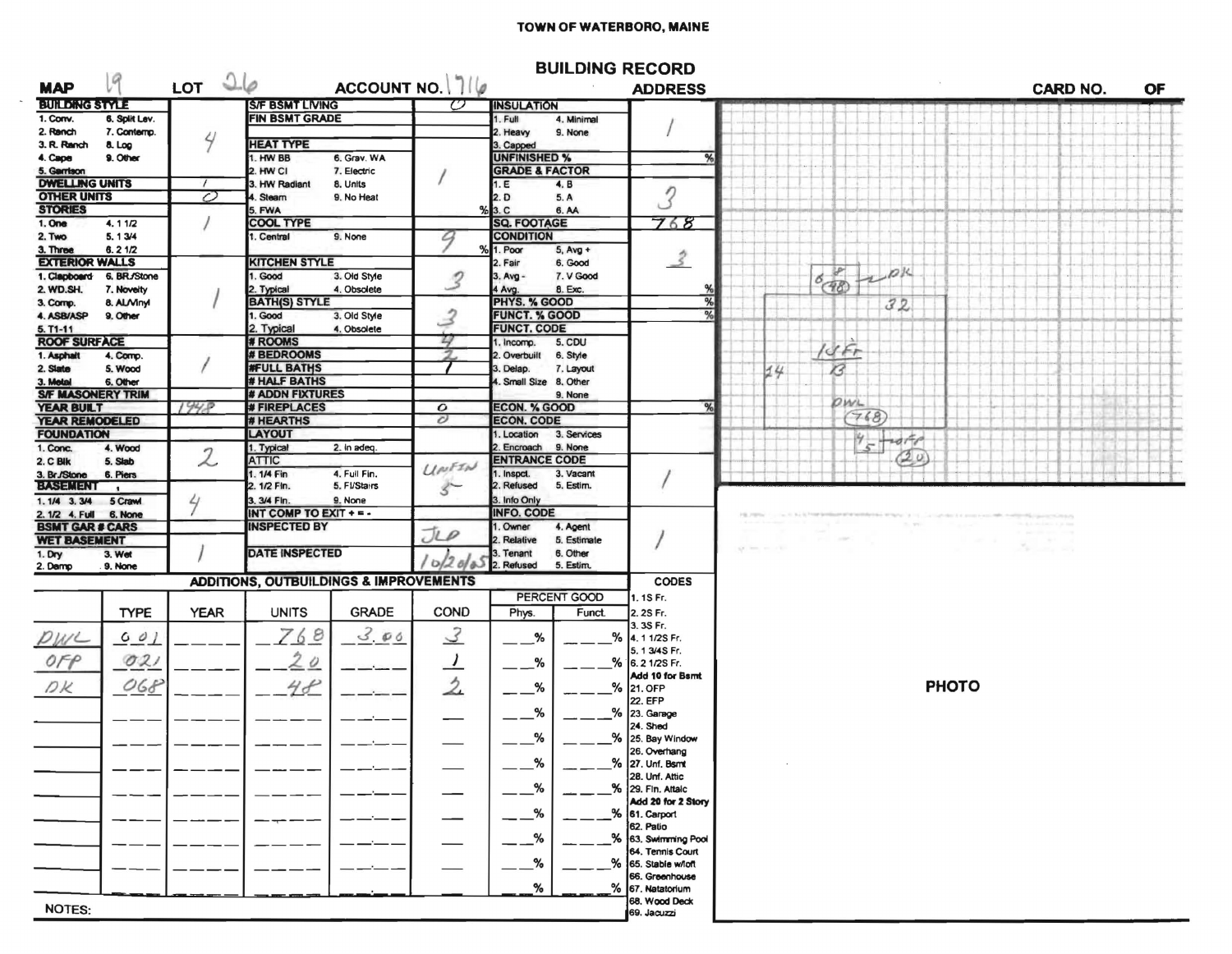TOWN OF WATERBORO, MAINE

# BUILDING RECORD

**MAP** 19 **LOT** 26 **ACCOUNT NO.** 1716 **ADDRESS** **CARD NO.** **OF**

| | | | | | |
|---|---|---|---|---|---|
| **BUILDING STYLE** 1. Conv. 2. Ranch 3. R. Ranch 4. Cape 5. Garrison 6. Split Lev. 7. Contemp. 8. Log 9. Other | 4 | **S/F BSMT LIVING** | 0 | **INSULATION** 1. Full 2. Heavy 3. Capped 4. Minimal 9. None | 1 |
| | | **FIN BSMT GRADE** | | | |
| | | **HEAT TYPE** 1. HW BB 2. HW CI 3. HW Radiant 4. Steam 5. FWA 6. Grav. WA 7. Electric 8. Units 9. No Heat | 1 | **UNFINISHED %** | % |
| **DWELLING UNITS** | 1 | | | **GRADE & FACTOR** 1. E 2. D 3. C 4. B 5. A 6. AA | 3 |
| **OTHER UNITS** | 0 | | % | | |
| **STORIES** 1. One 2. Two 3. Three 4. 1 1/2 5. 1 3/4 6. 2 1/2 | 1 | **COOL TYPE** 1. Central 9. None | 9 % | **SQ. FOOTAGE** | 768 |
| | | | | **CONDITION** 1. Poor 2. Fair 3. Avg - 4 Avg. 5. Avg + 6. Good 7. V Good 8. Exc. | 3 |
| **EXTERIOR WALLS** 1. Clapboard 2. WD.SH. 3. Comp. 4. ASB/ASP 5. T1-11 6. BR./Stone 7. Novelty 8. AL/Vinyl 9. Other | 1 | **KITCHEN STYLE** 1. Good 2. Typical 3. Old Style 4. Obsolete | 3 | | % |
| | | **BATH(S) STYLE** 1. Good 2. Typical 3. Old Style 4. Obsolete | 3 | **PHYS. % GOOD** | % |
| | | | | **FUNCT. % GOOD** | % |
| **ROOF SURFACE** 1. Asphalt 2. Slate 3. Metal 4. Comp. 5. Wood 6. Other | 1 | **# ROOMS** | 4 | **FUNCT. CODE** 1. Incomp. 2. Overbuilt 3. Delap. 4. Small Size 5. CDU 6. Style 7. Layout 8. Other 9. None | |
| | | **# BEDROOMS** | 2 | | |
| | | **#FULL BATHS** | 1 | | |
| | | **# HALF BATHS** | | | |
| **S/F MASONERY TRIM** | | **# ADDN FIXTURES** | | | |
| **YEAR BUILT** | 1948 | **# FIREPLACES** | 0 | **ECON. % GOOD** | % |
| **YEAR REMODELED** | | **# HEARTHS** | 0 | **ECON. CODE** | |
| **FOUNDATION** 1. Conc. 2. C Blk 3. Br./Stone 4. Wood 5. Slab 6. Piers | 2 | **LAYOUT** 1. Typical 2. In adeq. | | 1. Location 2. Encroach 3. Services 9. None | |
| | | **ATTIC** 1. 1/4 Fin 2. 1/2 Fin. 3. 3/4 Fin. 4. Full Fin. 5. Fl/Stairs 9. None | UNFIN 5 | **ENTRANCE CODE** 1. Inspct. 2. Refused 3. Vacant 5. Estim. 3. Info Only | 1 |
| **BASEMENT** 1. 1/4 2. 1/2 3. 3/4 4. Full 5 Crawl 6. None | 4 | | | | |
| **BSMT GAR # CARS** | | **INT COMP TO EXIT + = -** | | **INFO. CODE** 1. Owner 2. Relative 3. Tenant 2. Refused 4. Agent 5. Estimate 6. Other 5. Estim. | 1 |
| **WET BASEMENT** 1. Dry 2. Damp 3. Wet 9. None | 1 | **INSPECTED BY** | JLP | | |
| | | **DATE INSPECTED** | 10/20/05 | | |

## ADDITIONS, OUTBUILDINGS & IMPROVEMENTS

| | TYPE | YEAR | UNITS | GRADE | COND | PERCENT GOOD Phys. | Funct. |
|---|---|---|---|---|---|---|---|
| DWL | 001 | | 768 | 3.00 | 3 | % | % |
| OFP | 021 | | 20 | | 1 | % | % |
| DK | 068 | | 48 | | 2 | % | % |
| | | | | | | % | % |
| | | | | | | % | % |
| | | | | | | % | % |
| | | | | | | % | % |
| | | | | | | % | % |
| | | | | | | % | % |
| | | | | | | % | % |
| | | | | | | % | % |

NOTES:

**CODES**
1. 1S Fr.
2. 2S Fr.
3. 3S Fr.
4. 1 1/2S Fr.
5. 1 3/4S Fr.
6. 2 1/2S Fr.
Add 10 for Bsmt
21. OFP
22. EFP
23. Garage
24. Shed
25. Bay Window
26. Overhang
27. Unf. Bsmt
28. Unf. Attic
29. Fin. Attaic
Add 20 for 2 Story
61. Carport
62. Patio
63. Swimming Pool
64. Tennis Court
65. Stable w/loft
66. Greenhouse
67. Natatorium
68. Wood Deck
69. Jacuzzi

Sketch: DK 6 8 (48); 32; 14; 1SFr B; DWL (768); 4 5 OFP (20)

PHOTO